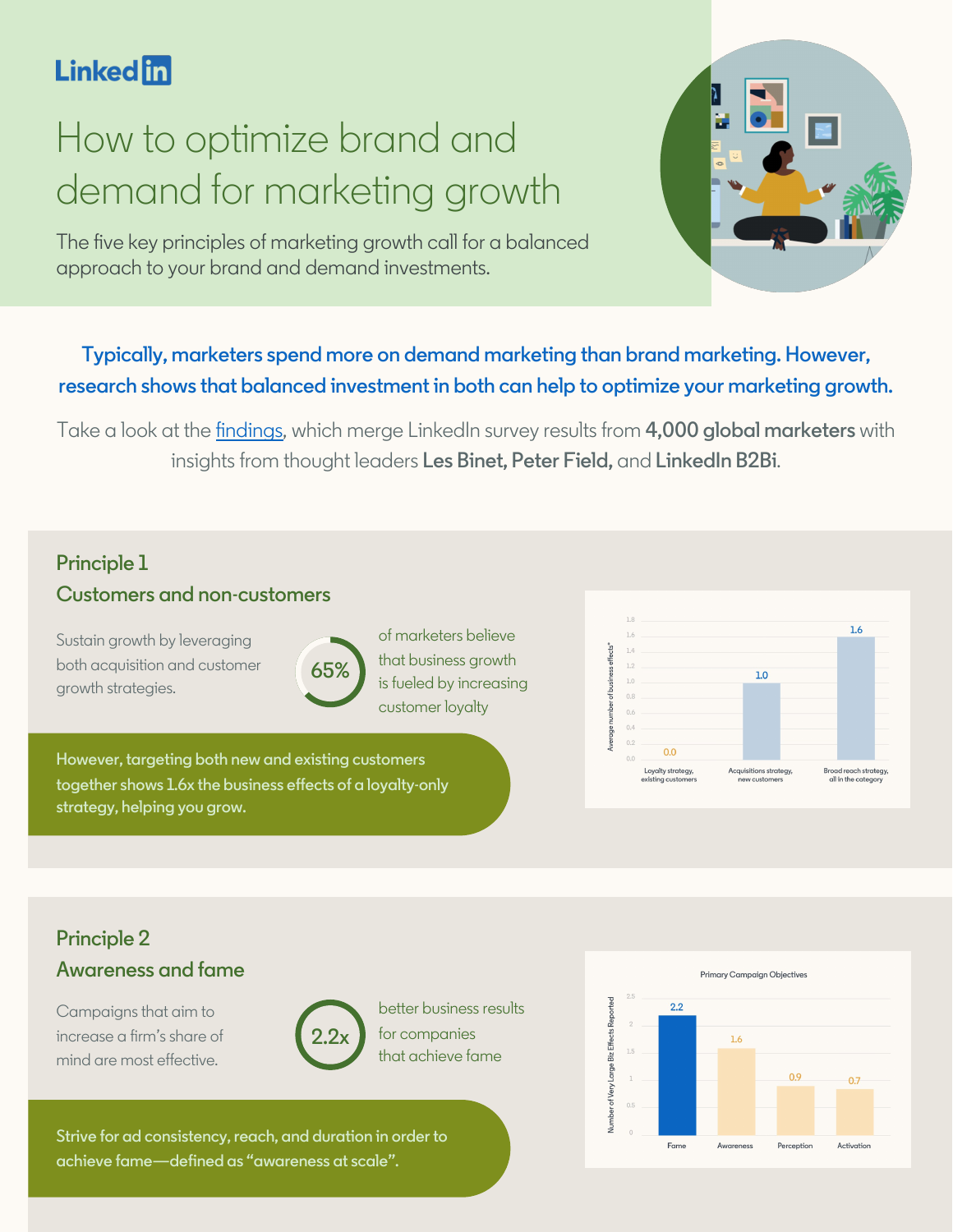LinkedIn

# How to optimize brand and demand for marketing growth

The five key principles of marketing growth call for a balanced approach to your brand and demand investments.

**Typically, marketers spend more on demand marketing than brand marketing. However, research shows that balanced investment in both can help to optimize your marketing growth.**

Take a look at the findings, which merge LinkedIn survey results from **4,000 global marketers** with insights from thought leaders **Les Binet, Peter Field,** and **LinkedIn B2Bi**.

## Principle 1
## Customers and non-customers

Sustain growth by leveraging both acquisition and customer growth strategies.

**65%** of marketers believe that business growth is fueled by increasing customer loyalty

**However, targeting both new and existing customers together shows 1.6x the business effects of a loyalty-only strategy, helping you grow.**

| Strategy | Average number of business effects* |
|---|---|
| Loyalty strategy, existing customers | 0.0 |
| Acquisitions strategy, new customers | 1.0 |
| Broad reach strategy, all in the category | 1.6 |

## Principle 2
## Awareness and fame

Campaigns that aim to increase a firm's share of mind are most effective.

**2.2x** better business results for companies that achieve fame

**Strive for ad consistency, reach, and duration in order to achieve fame—defined as "awareness at scale".**

Primary Campaign Objectives

| Objective | Number of Very Large Biz Effects Reported |
|---|---|
| Fame | 2.2 |
| Awareness | 1.6 |
| Perception | 0.9 |
| Activation | 0.7 |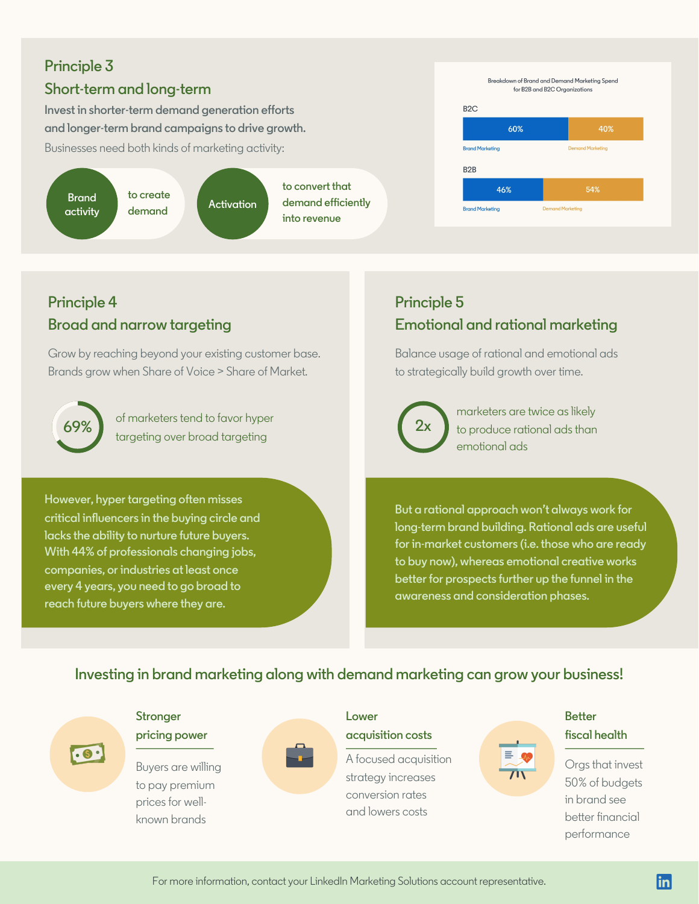## Principle 3

### Short-term and long-term

**Invest in shorter-term demand generation efforts and longer-term brand campaigns to drive growth.**

Businesses need both kinds of marketing activity:

- **Brand activity** to create demand
- **Activation** to convert that demand efficiently into revenue

Breakdown of Brand and Demand Marketing Spend for B2B and B2C Organizations

B2C
60%
40%
Brand Marketing
Demand Marketing

B2B
46%
54%
Brand Marketing
Demand Marketing

## Principle 4

### Broad and narrow targeting

Grow by reaching beyond your existing customer base. Brands grow when Share of Voice > Share of Market.

**69%** of marketers tend to favor hyper targeting over broad targeting

However, hyper targeting often misses critical influencers in the buying circle and lacks the ability to nurture future buyers. With 44% of professionals changing jobs, companies, or industries at least once every 4 years, you need to go broad to reach future buyers where they are.

## Principle 5

### Emotional and rational marketing

Balance usage of rational and emotional ads to strategically build growth over time.

**2x** marketers are twice as likely to produce rational ads than emotional ads

But a rational approach won't always work for long-term brand building. Rational ads are useful for in-market customers (i.e. those who are ready to buy now), whereas emotional creative works better for prospects further up the funnel in the awareness and consideration phases.

## Investing in brand marketing along with demand marketing can grow your business!

**Stronger pricing power**

Buyers are willing to pay premium prices for well-known brands

**Lower acquisition costs**

A focused acquisition strategy increases conversion rates and lowers costs

**Better fiscal health**

Orgs that invest 50% of budgets in brand see better financial performance

For more information, contact your LinkedIn Marketing Solutions account representative.